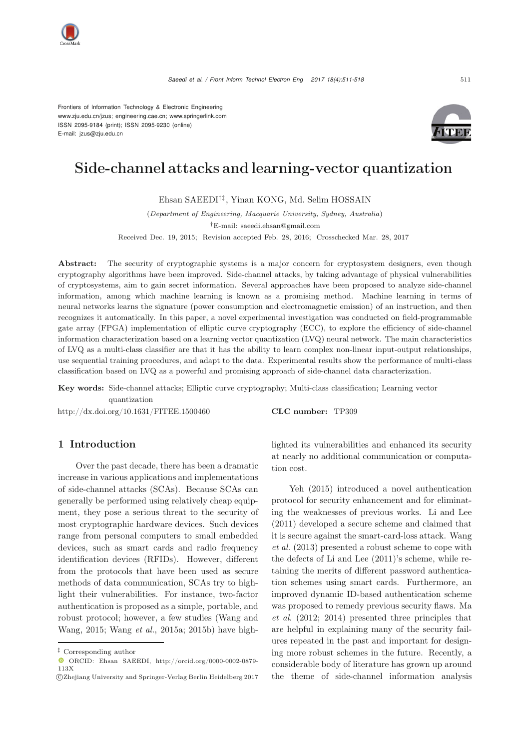Frontiers of Information Technology & Electronic Engineering
www.zju.edu.cn/jzus; engineering.cae.cn; www.springerlink.com
ISSN 2095-9184 (print); ISSN 2095-9230 (online)
E-mail: jzus@zju.edu.cn

# Side-channel attacks and learning-vector quantization

Ehsan SAEEDI[†‡], Yinan KONG, Md. Selim HOSSAIN

(*Department of Engineering, Macquarie University, Sydney, Australia*)

[†]E-mail: saeedi.ehsan@gmail.com

Received Dec. 19, 2015; Revision accepted Feb. 28, 2016; Crosschecked Mar. 28, 2017

**Abstract:** The security of cryptographic systems is a major concern for cryptosystem designers, even though cryptography algorithms have been improved. Side-channel attacks, by taking advantage of physical vulnerabilities of cryptosystems, aim to gain secret information. Several approaches have been proposed to analyze side-channel information, among which machine learning is known as a promising method. Machine learning in terms of neural networks learns the signature (power consumption and electromagnetic emission) of an instruction, and then recognizes it automatically. In this paper, a novel experimental investigation was conducted on field-programmable gate array (FPGA) implementation of elliptic curve cryptography (ECC), to explore the efficiency of side-channel information characterization based on a learning vector quantization (LVQ) neural network. The main characteristics of LVQ as a multi-class classifier are that it has the ability to learn complex non-linear input-output relationships, use sequential training procedures, and adapt to the data. Experimental results show the performance of multi-class classification based on LVQ as a powerful and promising approach of side-channel data characterization.

**Key words:** Side-channel attacks; Elliptic curve cryptography; Multi-class classification; Learning vector quantization

http://dx.doi.org/10.1631/FITEE.1500460 **CLC number:** TP309

## 1 Introduction

Over the past decade, there has been a dramatic increase in various applications and implementations of side-channel attacks (SCAs). Because SCAs can generally be performed using relatively cheap equipment, they pose a serious threat to the security of most cryptographic hardware devices. Such devices range from personal computers to small embedded devices, such as smart cards and radio frequency identification devices (RFIDs). However, different from the protocols that have been used as secure methods of data communication, SCAs try to highlight their vulnerabilities. For instance, two-factor authentication is proposed as a simple, portable, and robust protocol; however, a few studies (Wang and Wang, 2015; Wang *et al.*, 2015a; 2015b) have highlighted its vulnerabilities and enhanced its security at nearly no additional communication or computation cost.

Yeh (2015) introduced a novel authentication protocol for security enhancement and for eliminating the weaknesses of previous works. Li and Lee (2011) developed a secure scheme and claimed that it is secure against the smart-card-loss attack. Wang *et al.* (2013) presented a robust scheme to cope with the defects of Li and Lee (2011)'s scheme, while retaining the merits of different password authentication schemes using smart cards. Furthermore, an improved dynamic ID-based authentication scheme was proposed to remedy previous security flaws. Ma *et al.* (2012; 2014) presented three principles that are helpful in explaining many of the security failures repeated in the past and important for designing more robust schemes in the future. Recently, a considerable body of literature has grown up around the theme of side-channel information analysis

---

[‡] Corresponding author

ORCID: Ehsan SAEEDI, http://orcid.org/0000-0002-0879-113X

©Zhejiang University and Springer-Verlag Berlin Heidelberg 2017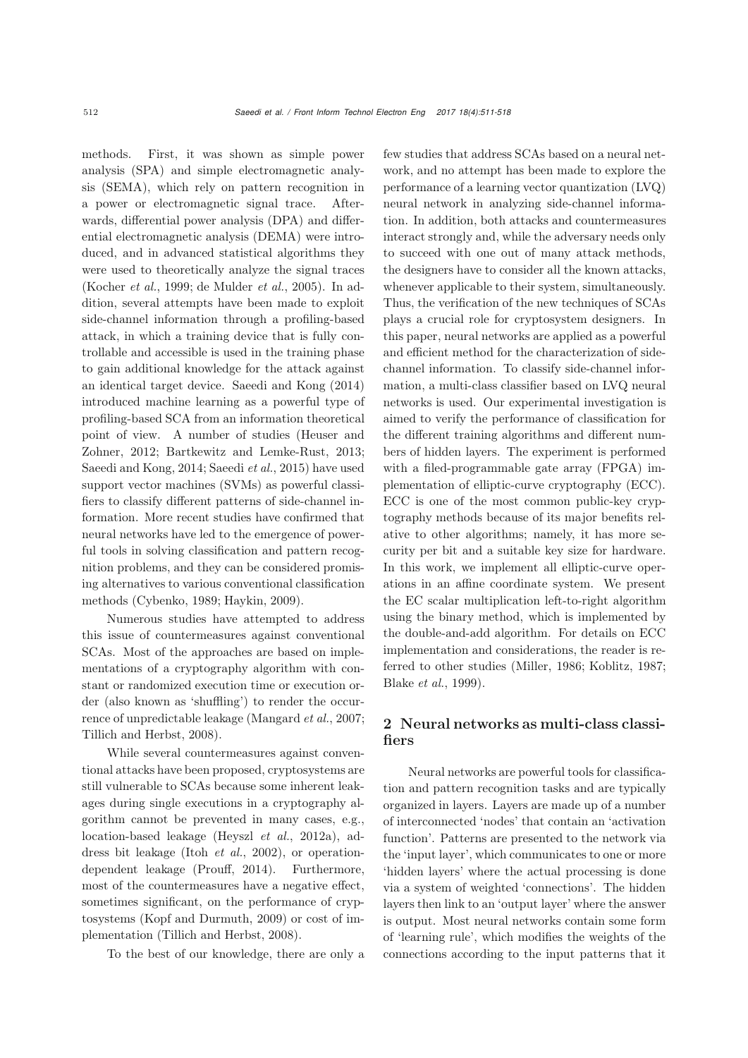methods. First, it was shown as simple power analysis (SPA) and simple electromagnetic analysis (SEMA), which rely on pattern recognition in a power or electromagnetic signal trace. Afterwards, differential power analysis (DPA) and differential electromagnetic analysis (DEMA) were introduced, and in advanced statistical algorithms they were used to theoretically analyze the signal traces (Kocher *et al.*, 1999; de Mulder *et al.*, 2005). In addition, several attempts have been made to exploit side-channel information through a profiling-based attack, in which a training device that is fully controllable and accessible is used in the training phase to gain additional knowledge for the attack against an identical target device. Saeedi and Kong (2014) introduced machine learning as a powerful type of profiling-based SCA from an information theoretical point of view. A number of studies (Heuser and Zohner, 2012; Bartkewitz and Lemke-Rust, 2013; Saeedi and Kong, 2014; Saeedi *et al.*, 2015) have used support vector machines (SVMs) as powerful classifiers to classify different patterns of side-channel information. More recent studies have confirmed that neural networks have led to the emergence of powerful tools in solving classification and pattern recognition problems, and they can be considered promising alternatives to various conventional classification methods (Cybenko, 1989; Haykin, 2009).

Numerous studies have attempted to address this issue of countermeasures against conventional SCAs. Most of the approaches are based on implementations of a cryptography algorithm with constant or randomized execution time or execution order (also known as 'shuffling') to render the occurrence of unpredictable leakage (Mangard *et al.*, 2007; Tillich and Herbst, 2008).

While several countermeasures against conventional attacks have been proposed, cryptosystems are still vulnerable to SCAs because some inherent leakages during single executions in a cryptography algorithm cannot be prevented in many cases, e.g., location-based leakage (Heyszl *et al.*, 2012a), address bit leakage (Itoh *et al.*, 2002), or operation-dependent leakage (Prouff, 2014). Furthermore, most of the countermeasures have a negative effect, sometimes significant, on the performance of cryptosystems (Kopf and Durmuth, 2009) or cost of implementation (Tillich and Herbst, 2008).

To the best of our knowledge, there are only a few studies that address SCAs based on a neural network, and no attempt has been made to explore the performance of a learning vector quantization (LVQ) neural network in analyzing side-channel information. In addition, both attacks and countermeasures interact strongly and, while the adversary needs only to succeed with one out of many attack methods, the designers have to consider all the known attacks, whenever applicable to their system, simultaneously. Thus, the verification of the new techniques of SCAs plays a crucial role for cryptosystem designers. In this paper, neural networks are applied as a powerful and efficient method for the characterization of side-channel information. To classify side-channel information, a multi-class classifier based on LVQ neural networks is used. Our experimental investigation is aimed to verify the performance of classification for the different training algorithms and different numbers of hidden layers. The experiment is performed with a filed-programmable gate array (FPGA) implementation of elliptic-curve cryptography (ECC). ECC is one of the most common public-key cryptography methods because of its major benefits relative to other algorithms; namely, it has more security per bit and a suitable key size for hardware. In this work, we implement all elliptic-curve operations in an affine coordinate system. We present the EC scalar multiplication left-to-right algorithm using the binary method, which is implemented by the double-and-add algorithm. For details on ECC implementation and considerations, the reader is referred to other studies (Miller, 1986; Koblitz, 1987; Blake *et al.*, 1999).

## 2 Neural networks as multi-class classifiers

Neural networks are powerful tools for classification and pattern recognition tasks and are typically organized in layers. Layers are made up of a number of interconnected 'nodes' that contain an 'activation function'. Patterns are presented to the network via the 'input layer', which communicates to one or more 'hidden layers' where the actual processing is done via a system of weighted 'connections'. The hidden layers then link to an 'output layer' where the answer is output. Most neural networks contain some form of 'learning rule', which modifies the weights of the connections according to the input patterns that it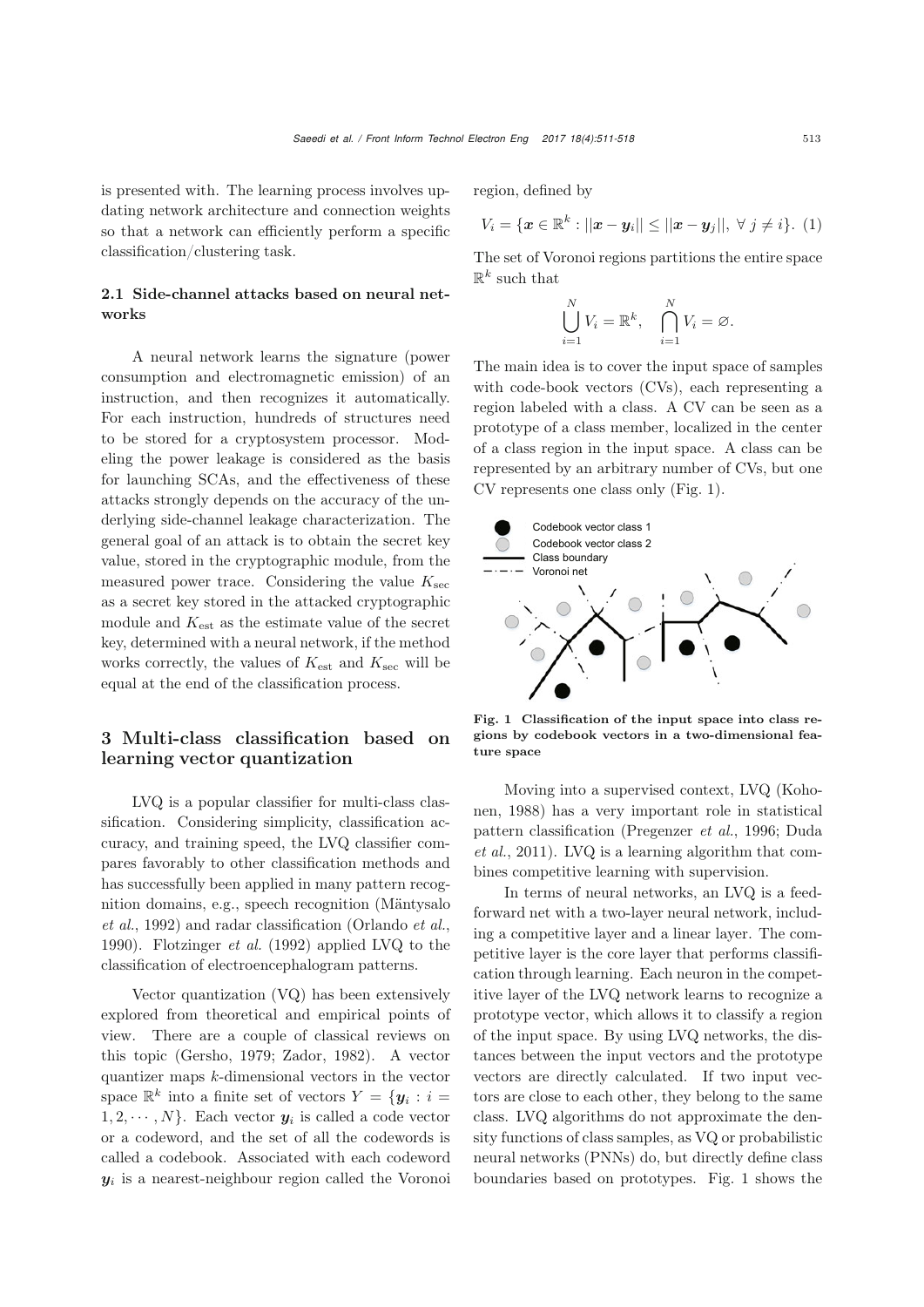is presented with. The learning process involves updating network architecture and connection weights so that a network can efficiently perform a specific classification/clustering task.

### 2.1 Side-channel attacks based on neural networks

A neural network learns the signature (power consumption and electromagnetic emission) of an instruction, and then recognizes it automatically. For each instruction, hundreds of structures need to be stored for a cryptosystem processor. Modeling the power leakage is considered as the basis for launching SCAs, and the effectiveness of these attacks strongly depends on the accuracy of the underlying side-channel leakage characterization. The general goal of an attack is to obtain the secret key value, stored in the cryptographic module, from the measured power trace. Considering the value $K_{\text{sec}}$ as a secret key stored in the attacked cryptographic module and $K_{\text{est}}$ as the estimate value of the secret key, determined with a neural network, if the method works correctly, the values of $K_{\text{est}}$ and $K_{\text{sec}}$ will be equal at the end of the classification process.

## 3 Multi-class classification based on learning vector quantization

LVQ is a popular classifier for multi-class classification. Considering simplicity, classification accuracy, and training speed, the LVQ classifier compares favorably to other classification methods and has successfully been applied in many pattern recognition domains, e.g., speech recognition (Mäntysalo *et al.*, 1992) and radar classification (Orlando *et al.*, 1990). Flotzinger *et al.* (1992) applied LVQ to the classification of electroencephalogram patterns.

Vector quantization (VQ) has been extensively explored from theoretical and empirical points of view. There are a couple of classical reviews on this topic (Gersho, 1979; Zador, 1982). A vector quantizer maps $k$-dimensional vectors in the vector space $\mathbb{R}^k$ into a finite set of vectors $Y = \{\boldsymbol{y}_i : i = 1, 2, \cdots, N\}$. Each vector $\boldsymbol{y}_i$ is called a code vector or a codeword, and the set of all the codewords is called a codebook. Associated with each codeword $\boldsymbol{y}_i$ is a nearest-neighbour region called the Voronoi region, defined by

$$V_i = \{\boldsymbol{x} \in \mathbb{R}^k : ||\boldsymbol{x} - \boldsymbol{y}_i|| \leq ||\boldsymbol{x} - \boldsymbol{y}_j||, \ \forall\, j \neq i\}. \quad (1)$$

The set of Voronoi regions partitions the entire space $\mathbb{R}^k$ such that

$$\bigcup_{i=1}^{N} V_i = \mathbb{R}^k, \quad \bigcap_{i=1}^{N} V_i = \varnothing.$$

The main idea is to cover the input space of samples with code-book vectors (CVs), each representing a region labeled with a class. A CV can be seen as a prototype of a class member, localized in the center of a class region in the input space. A class can be represented by an arbitrary number of CVs, but one CV represents one class only (Fig. 1).

**Fig. 1 Classification of the input space into class regions by codebook vectors in a two-dimensional feature space**

Moving into a supervised context, LVQ (Kohonen, 1988) has a very important role in statistical pattern classification (Pregenzer *et al.*, 1996; Duda *et al.*, 2011). LVQ is a learning algorithm that combines competitive learning with supervision.

In terms of neural networks, an LVQ is a feedforward net with a two-layer neural network, including a competitive layer and a linear layer. The competitive layer is the core layer that performs classification through learning. Each neuron in the competitive layer of the LVQ network learns to recognize a prototype vector, which allows it to classify a region of the input space. By using LVQ networks, the distances between the input vectors and the prototype vectors are directly calculated. If two input vectors are close to each other, they belong to the same class. LVQ algorithms do not approximate the density functions of class samples, as VQ or probabilistic neural networks (PNNs) do, but directly define class boundaries based on prototypes. Fig. 1 shows the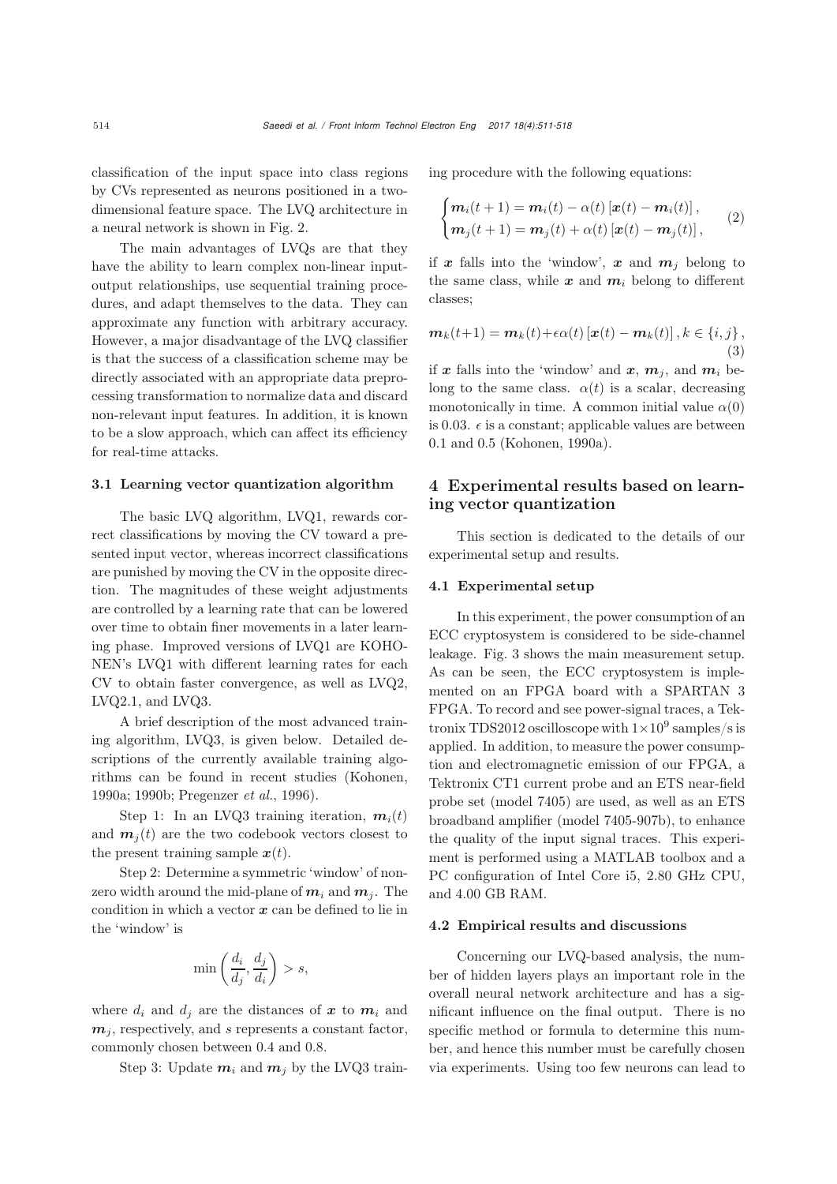classification of the input space into class regions by CVs represented as neurons positioned in a two-dimensional feature space. The LVQ architecture in a neural network is shown in Fig. 2.

The main advantages of LVQs are that they have the ability to learn complex non-linear input-output relationships, use sequential training procedures, and adapt themselves to the data. They can approximate any function with arbitrary accuracy. However, a major disadvantage of the LVQ classifier is that the success of a classification scheme may be directly associated with an appropriate data preprocessing transformation to normalize data and discard non-relevant input features. In addition, it is known to be a slow approach, which can affect its efficiency for real-time attacks.

### 3.1 Learning vector quantization algorithm

The basic LVQ algorithm, LVQ1, rewards correct classifications by moving the CV toward a presented input vector, whereas incorrect classifications are punished by moving the CV in the opposite direction. The magnitudes of these weight adjustments are controlled by a learning rate that can be lowered over time to obtain finer movements in a later learning phase. Improved versions of LVQ1 are KOHONEN's LVQ1 with different learning rates for each CV to obtain faster convergence, as well as LVQ2, LVQ2.1, and LVQ3.

A brief description of the most advanced training algorithm, LVQ3, is given below. Detailed descriptions of the currently available training algorithms can be found in recent studies (Kohonen, 1990a; 1990b; Pregenzer *et al.*, 1996).

Step 1: In an LVQ3 training iteration, $\boldsymbol{m}_i(t)$ and $\boldsymbol{m}_j(t)$ are the two codebook vectors closest to the present training sample $\boldsymbol{x}(t)$.

Step 2: Determine a symmetric 'window' of nonzero width around the mid-plane of $\boldsymbol{m}_i$ and $\boldsymbol{m}_j$. The condition in which a vector $\boldsymbol{x}$ can be defined to lie in the 'window' is

$$\min\left(\frac{d_i}{d_j}, \frac{d_j}{d_i}\right) > s,$$

where $d_i$ and $d_j$ are the distances of $\boldsymbol{x}$ to $\boldsymbol{m}_i$ and $\boldsymbol{m}_j$, respectively, and $s$ represents a constant factor, commonly chosen between 0.4 and 0.8.

Step 3: Update $\boldsymbol{m}_i$ and $\boldsymbol{m}_j$ by the LVQ3 training procedure with the following equations:

$$\begin{cases} \boldsymbol{m}_i(t+1) = \boldsymbol{m}_i(t) - \alpha(t)\left[\boldsymbol{x}(t) - \boldsymbol{m}_i(t)\right], \\ \boldsymbol{m}_j(t+1) = \boldsymbol{m}_j(t) + \alpha(t)\left[\boldsymbol{x}(t) - \boldsymbol{m}_j(t)\right], \end{cases} \tag{2}$$

if $\boldsymbol{x}$ falls into the 'window', $\boldsymbol{x}$ and $\boldsymbol{m}_j$ belong to the same class, while $\boldsymbol{x}$ and $\boldsymbol{m}_i$ belong to different classes;

$$\boldsymbol{m}_k(t+1) = \boldsymbol{m}_k(t) + \epsilon\alpha(t)\left[\boldsymbol{x}(t) - \boldsymbol{m}_k(t)\right], k \in \{i, j\}, \tag{3}$$

if $\boldsymbol{x}$ falls into the 'window' and $\boldsymbol{x}$, $\boldsymbol{m}_j$, and $\boldsymbol{m}_i$ belong to the same class. $\alpha(t)$ is a scalar, decreasing monotonically in time. A common initial value $\alpha(0)$ is 0.03. $\epsilon$ is a constant; applicable values are between 0.1 and 0.5 (Kohonen, 1990a).

## 4 Experimental results based on learning vector quantization

This section is dedicated to the details of our experimental setup and results.

### 4.1 Experimental setup

In this experiment, the power consumption of an ECC cryptosystem is considered to be side-channel leakage. Fig. 3 shows the main measurement setup. As can be seen, the ECC cryptosystem is implemented on an FPGA board with a SPARTAN 3 FPGA. To record and see power-signal traces, a Tektronix TDS2012 oscilloscope with $1\times10^9$ samples/s is applied. In addition, to measure the power consumption and electromagnetic emission of our FPGA, a Tektronix CT1 current probe and an ETS near-field probe set (model 7405) are used, as well as an ETS broadband amplifier (model 7405-907b), to enhance the quality of the input signal traces. This experiment is performed using a MATLAB toolbox and a PC configuration of Intel Core i5, 2.80 GHz CPU, and 4.00 GB RAM.

### 4.2 Empirical results and discussions

Concerning our LVQ-based analysis, the number of hidden layers plays an important role in the overall neural network architecture and has a significant influence on the final output. There is no specific method or formula to determine this number, and hence this number must be carefully chosen via experiments. Using too few neurons can lead to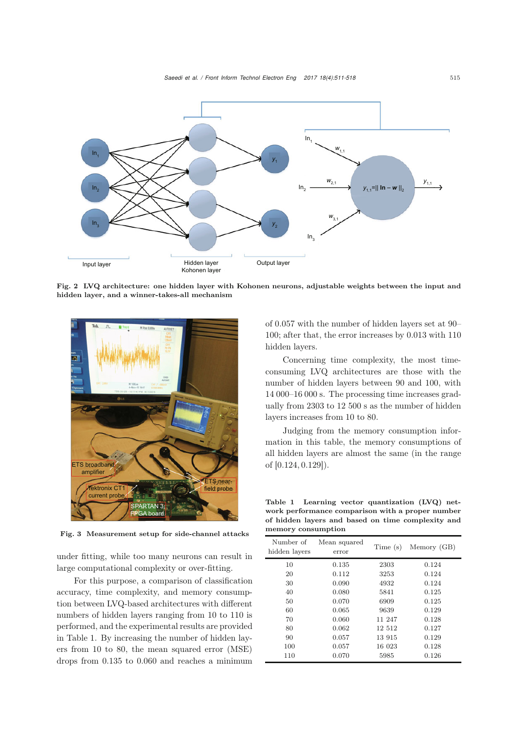Fig. 2 LVQ architecture: one hidden layer with Kohonen neurons, adjustable weights between the input and hidden layer, and a winner-takes-all mechanism

Fig. 3 Measurement setup for side-channel attacks

under fitting, while too many neurons can result in large computational complexity or over-fitting.

For this purpose, a comparison of classification accuracy, time complexity, and memory consumption between LVQ-based architectures with different numbers of hidden layers ranging from 10 to 110 is performed, and the experimental results are provided in Table 1. By increasing the number of hidden layers from 10 to 80, the mean squared error (MSE) drops from 0.135 to 0.060 and reaches a minimum of 0.057 with the number of hidden layers set at 90–100; after that, the error increases by 0.013 with 110 hidden layers.

Concerning time complexity, the most time-consuming LVQ architectures are those with the number of hidden layers between 90 and 100, with 14 000–16 000 s. The processing time increases gradually from 2303 to 12 500 s as the number of hidden layers increases from 10 to 80.

Judging from the memory consumption information in this table, the memory consumptions of all hidden layers are almost the same (in the range of [0.124, 0.129]).

**Table 1 Learning vector quantization (LVQ) network performance comparison with a proper number of hidden layers and based on time complexity and memory consumption**

| Number of hidden layers | Mean squared error | Time (s) | Memory (GB) |
|---|---|---|---|
| 10 | 0.135 | 2303 | 0.124 |
| 20 | 0.112 | 3253 | 0.124 |
| 30 | 0.090 | 4932 | 0.124 |
| 40 | 0.080 | 5841 | 0.125 |
| 50 | 0.070 | 6909 | 0.125 |
| 60 | 0.065 | 9639 | 0.129 |
| 70 | 0.060 | 11 247 | 0.128 |
| 80 | 0.062 | 12 512 | 0.127 |
| 90 | 0.057 | 13 915 | 0.129 |
| 100 | 0.057 | 16 023 | 0.128 |
| 110 | 0.070 | 5985 | 0.126 |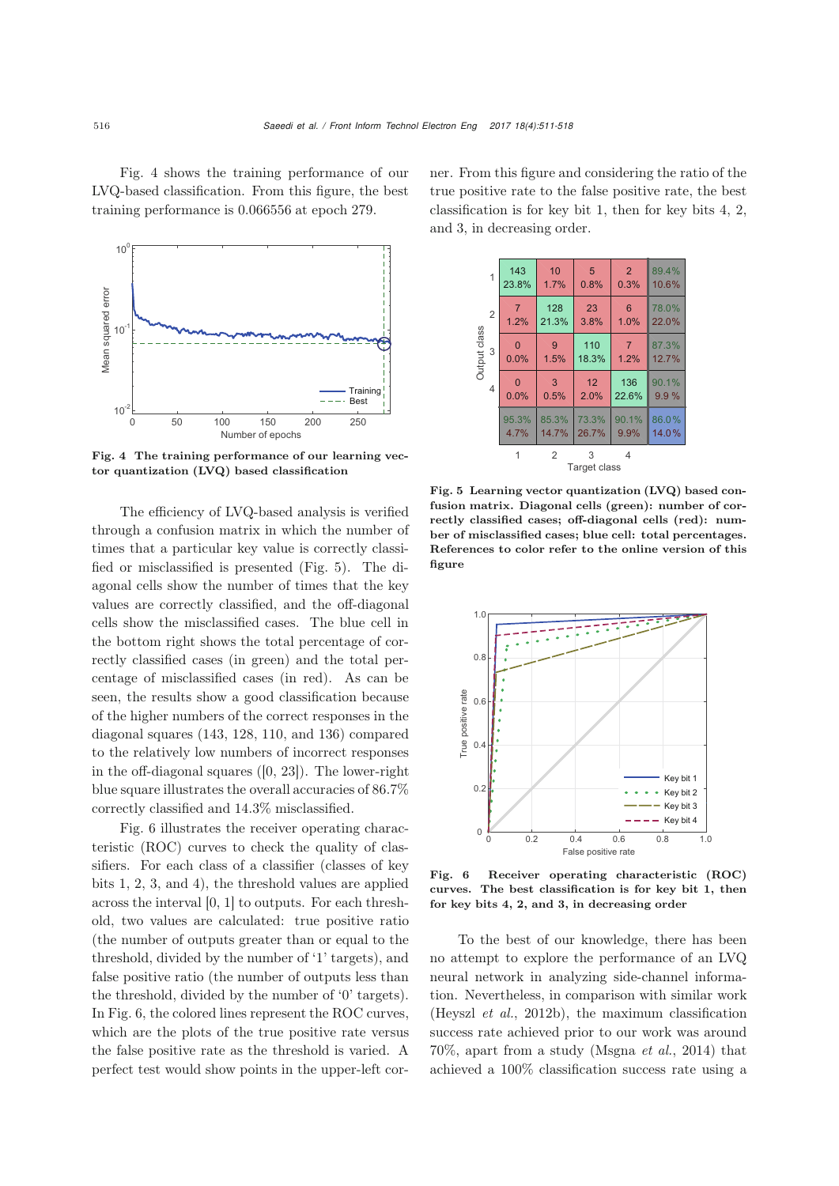Fig. 4 shows the training performance of our LVQ-based classification. From this figure, the best training performance is 0.066556 at epoch 279.

**Fig. 4 The training performance of our learning vector quantization (LVQ) based classification**

The efficiency of LVQ-based analysis is verified through a confusion matrix in which the number of times that a particular key value is correctly classified or misclassified is presented (Fig. 5). The diagonal cells show the number of times that the key values are correctly classified, and the off-diagonal cells show the misclassified cases. The blue cell in the bottom right shows the total percentage of correctly classified cases (in green) and the total percentage of misclassified cases (in red). As can be seen, the results show a good classification because of the higher numbers of the correct responses in the diagonal squares (143, 128, 110, and 136) compared to the relatively low numbers of incorrect responses in the off-diagonal squares ([0, 23]). The lower-right blue square illustrates the overall accuracies of 86.7% correctly classified and 14.3% misclassified.

Fig. 6 illustrates the receiver operating characteristic (ROC) curves to check the quality of classifiers. For each class of a classifier (classes of key bits 1, 2, 3, and 4), the threshold values are applied across the interval [0, 1] to outputs. For each threshold, two values are calculated: true positive ratio (the number of outputs greater than or equal to the threshold, divided by the number of '1' targets), and false positive ratio (the number of outputs less than the threshold, divided by the number of '0' targets). In Fig. 6, the colored lines represent the ROC curves, which are the plots of the true positive rate versus the false positive rate as the threshold is varied. A perfect test would show points in the upper-left corner. From this figure and considering the ratio of the true positive rate to the false positive rate, the best classification is for key bit 1, then for key bits 4, 2, and 3, in decreasing order.

| Output class \ Target class | 1 | 2 | 3 | 4 | |
|---|---|---|---|---|---|
| 1 | 143 (23.8%) | 10 (1.7%) | 5 (0.8%) | 2 (0.3%) | 89.4% / 10.6% |
| 2 | 7 (1.2%) | 128 (21.3%) | 23 (3.8%) | 6 (1.0%) | 78.0% / 22.0% |
| 3 | 0 (0.0%) | 9 (1.5%) | 110 (18.3%) | 7 (1.2%) | 87.3% / 12.7% |
| 4 | 0 (0.0%) | 3 (0.5%) | 12 (2.0%) | 136 (22.6%) | 90.1% / 9.9% |
| | 95.3% / 4.7% | 85.3% / 14.7% | 73.3% / 26.7% | 90.1% / 9.9% | 86.0% / 14.0% |

**Fig. 5 Learning vector quantization (LVQ) based confusion matrix. Diagonal cells (green): number of correctly classified cases; off-diagonal cells (red): number of misclassified cases; blue cell: total percentages. References to color refer to the online version of this figure**

**Fig. 6 Receiver operating characteristic (ROC) curves. The best classification is for key bit 1, then for key bits 4, 2, and 3 in decreasing order**

To the best of our knowledge, there has been no attempt to explore the performance of an LVQ neural network in analyzing side-channel information. Nevertheless, in comparison with similar work (Heyszl *et al.*, 2012b), the maximum classification success rate achieved prior to our work was around 70%, apart from a study (Msgna *et al.*, 2014) that achieved a 100% classification success rate using a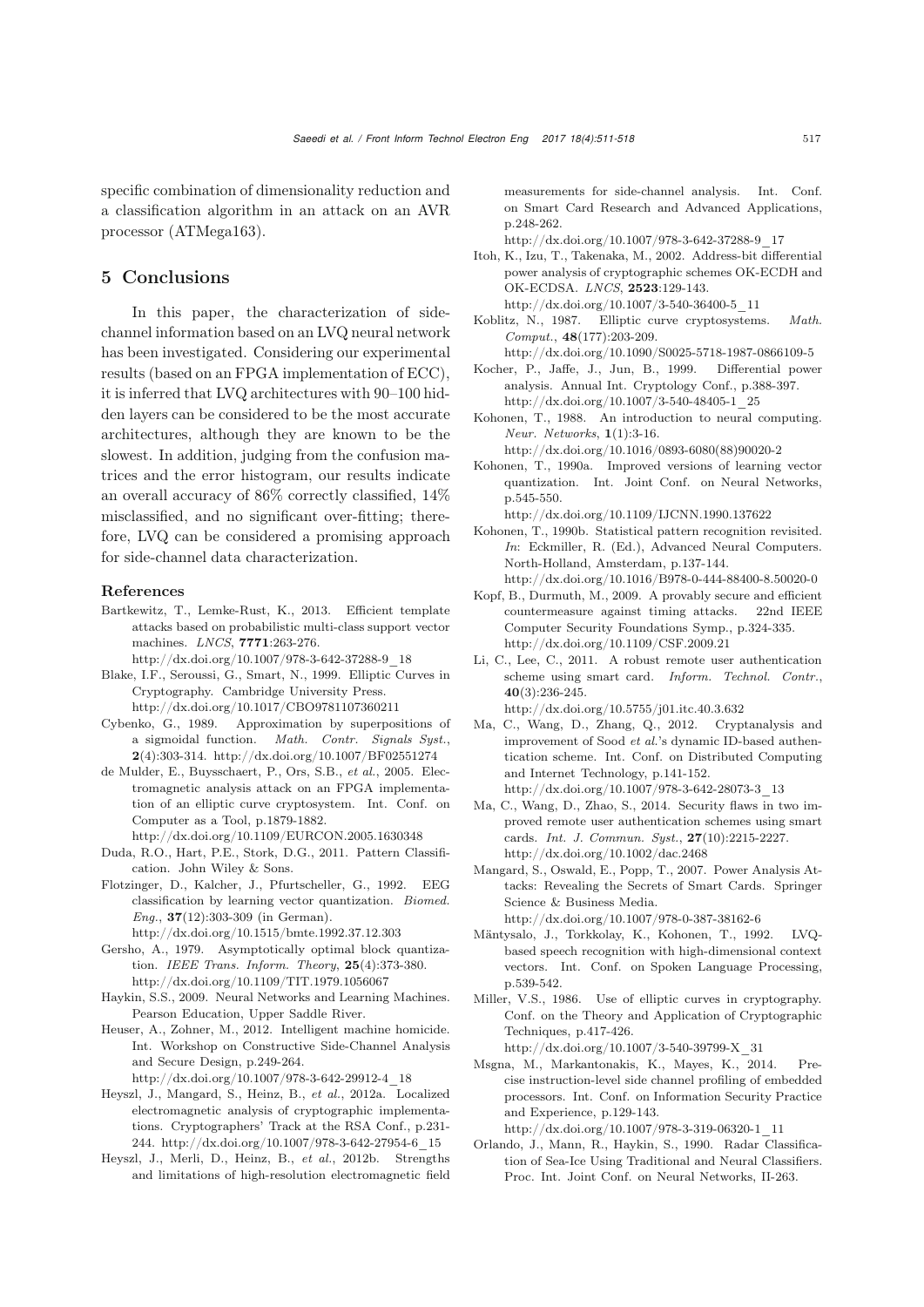specific combination of dimensionality reduction and a classification algorithm in an attack on an AVR processor (ATMega163).

## 5 Conclusions

In this paper, the characterization of side-channel information based on an LVQ neural network has been investigated. Considering our experimental results (based on an FPGA implementation of ECC), it is inferred that LVQ architectures with 90–100 hidden layers can be considered to be the most accurate architectures, although they are known to be the slowest. In addition, judging from the confusion matrices and the error histogram, our results indicate an overall accuracy of 86% correctly classified, 14% misclassified, and no significant over-fitting; therefore, LVQ can be considered a promising approach for side-channel data characterization.

### References

Bartkewitz, T., Lemke-Rust, K., 2013. Efficient template attacks based on probabilistic multi-class support vector machines. *LNCS*, **7771**:263-276. http://dx.doi.org/10.1007/978-3-642-37288-9_18

Blake, I.F., Seroussi, G., Smart, N., 1999. Elliptic Curves in Cryptography. Cambridge University Press. http://dx.doi.org/10.1017/CBO9781107360211

Cybenko, G., 1989. Approximation by superpositions of a sigmoidal function. *Math. Contr. Signals Syst.*, **2**(4):303-314. http://dx.doi.org/10.1007/BF02551274

de Mulder, E., Buysschaert, P., Ors, S.B., *et al.*, 2005. Electromagnetic analysis attack on an FPGA implementation of an elliptic curve cryptosystem. Int. Conf. on Computer as a Tool, p.1879-1882. http://dx.doi.org/10.1109/EURCON.2005.1630348

Duda, R.O., Hart, P.E., Stork, D.G., 2011. Pattern Classification. John Wiley & Sons.

Flotzinger, D., Kalcher, J., Pfurtscheller, G., 1992. EEG classification by learning vector quantization. *Biomed. Eng.*, **37**(12):303-309 (in German). http://dx.doi.org/10.1515/bmte.1992.37.12.303

Gersho, A., 1979. Asymptotically optimal block quantization. *IEEE Trans. Inform. Theory*, **25**(4):373-380. http://dx.doi.org/10.1109/TIT.1979.1056067

Haykin, S.S., 2009. Neural Networks and Learning Machines. Pearson Education, Upper Saddle River.

Heuser, A., Zohner, M., 2012. Intelligent machine homicide. Int. Workshop on Constructive Side-Channel Analysis and Secure Design, p.249-264. http://dx.doi.org/10.1007/978-3-642-29912-4_18

Heyszl, J., Mangard, S., Heinz, B., *et al.*, 2012a. Localized electromagnetic analysis of cryptographic implementations. Cryptographers' Track at the RSA Conf., p.231-244. http://dx.doi.org/10.1007/978-3-642-27954-6_15

Heyszl, J., Merli, D., Heinz, B., *et al.*, 2012b. Strengths and limitations of high-resolution electromagnetic field measurements for side-channel analysis. Int. Conf. on Smart Card Research and Advanced Applications, p.248-262. http://dx.doi.org/10.1007/978-3-642-37288-9_17

Itoh, K., Izu, T., Takenaka, M., 2002. Address-bit differential power analysis of cryptographic schemes OK-ECDH and OK-ECDSA. *LNCS*, **2523**:129-143. http://dx.doi.org/10.1007/3-540-36400-5_11

Koblitz, N., 1987. Elliptic curve cryptosystems. *Math. Comput.*, **48**(177):203-209. http://dx.doi.org/10.1090/S0025-5718-1987-0866109-5

Kocher, P., Jaffe, J., Jun, B., 1999. Differential power analysis. Annual Int. Cryptology Conf., p.388-397. http://dx.doi.org/10.1007/3-540-48405-1_25

Kohonen, T., 1988. An introduction to neural computing. *Neur. Networks*, **1**(1):3-16. http://dx.doi.org/10.1016/0893-6080(88)90020-2

Kohonen, T., 1990a. Improved versions of learning vector quantization. Int. Joint Conf. on Neural Networks, p.545-550. http://dx.doi.org/10.1109/IJCNN.1990.137622

Kohonen, T., 1990b. Statistical pattern recognition revisited. *In*: Eckmiller, R. (Ed.), Advanced Neural Computers. North-Holland, Amsterdam, p.137-144. http://dx.doi.org/10.1016/B978-0-444-88400-8.50020-0

Kopf, B., Durmuth, M., 2009. A provably secure and efficient countermeasure against timing attacks. 22nd IEEE Computer Security Foundations Symp., p.324-335. http://dx.doi.org/10.1109/CSF.2009.21

Li, C., Lee, C., 2011. A robust remote user authentication scheme using smart card. *Inform. Technol. Contr.*, **40**(3):236-245. http://dx.doi.org/10.5755/j01.itc.40.3.632

Ma, C., Wang, D., Zhang, Q., 2012. Cryptanalysis and improvement of Sood *et al.*'s dynamic ID-based authentication scheme. Int. Conf. on Distributed Computing and Internet Technology, p.141-152. http://dx.doi.org/10.1007/978-3-642-28073-3_13

Ma, C., Wang, D., Zhao, S., 2014. Security flaws in two improved remote user authentication schemes using smart cards. *Int. J. Commun. Syst.*, **27**(10):2215-2227. http://dx.doi.org/10.1002/dac.2468

Mangard, S., Oswald, E., Popp, T., 2007. Power Analysis Attacks: Revealing the Secrets of Smart Cards. Springer Science & Business Media. http://dx.doi.org/10.1007/978-0-387-38162-6

Mäntysalo, J., Torkkolay, K., Kohonen, T., 1992. LVQ-based speech recognition with high-dimensional context vectors. Int. Conf. on Spoken Language Processing, p.539-542.

Miller, V.S., 1986. Use of elliptic curves in cryptography. Conf. on the Theory and Application of Cryptographic Techniques, p.417-426. http://dx.doi.org/10.1007/3-540-39799-X_31

Msgna, M., Markantonakis, K., Mayes, K., 2014. Precise instruction-level side channel profiling of embedded processors. Int. Conf. on Information Security Practice and Experience, p.129-143. http://dx.doi.org/10.1007/978-3-319-06320-1_11

Orlando, J., Mann, R., Haykin, S., 1990. Radar Classification of Sea-Ice Using Traditional and Neural Classifiers. Proc. Int. Joint Conf. on Neural Networks, II-263.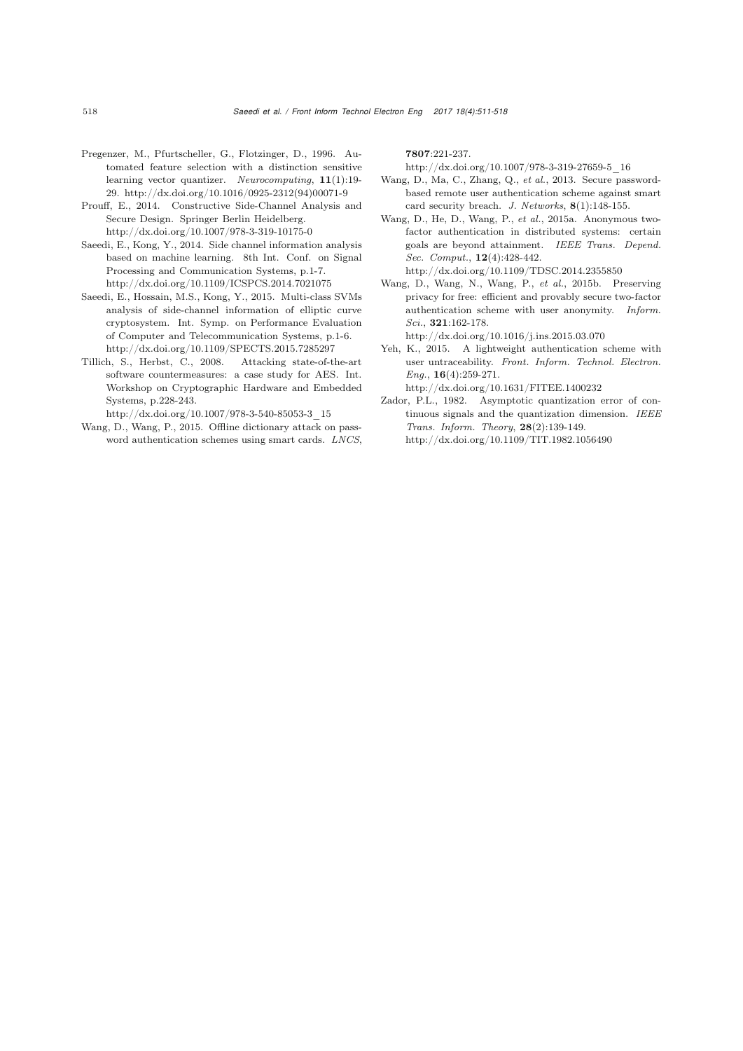Pregenzer, M., Pfurtscheller, G., Flotzinger, D., 1996. Automated feature selection with a distinction sensitive learning vector quantizer. *Neurocomputing*, **11**(1):19-29. http://dx.doi.org/10.1016/0925-2312(94)00071-9

Prouff, E., 2014. Constructive Side-Channel Analysis and Secure Design. Springer Berlin Heidelberg. http://dx.doi.org/10.1007/978-3-319-10175-0

Saeedi, E., Kong, Y., 2014. Side channel information analysis based on machine learning. 8th Int. Conf. on Signal Processing and Communication Systems, p.1-7. http://dx.doi.org/10.1109/ICSPCS.2014.7021075

Saeedi, E., Hossain, M.S., Kong, Y., 2015. Multi-class SVMs analysis of side-channel information of elliptic curve cryptosystem. Int. Symp. on Performance Evaluation of Computer and Telecommunication Systems, p.1-6. http://dx.doi.org/10.1109/SPECTS.2015.7285297

Tillich, S., Herbst, C., 2008. Attacking state-of-the-art software countermeasures: a case study for AES. Int. Workshop on Cryptographic Hardware and Embedded Systems, p.228-243. http://dx.doi.org/10.1007/978-3-540-85053-3_15

Wang, D., Wang, P., 2015. Offline dictionary attack on password authentication schemes using smart cards. *LNCS*, **7807**:221-237. http://dx.doi.org/10.1007/978-3-319-27659-5_16

Wang, D., Ma, C., Zhang, Q., *et al.*, 2013. Secure password-based remote user authentication scheme against smart card security breach. *J. Networks*, **8**(1):148-155.

Wang, D., He, D., Wang, P., *et al.*, 2015a. Anonymous two-factor authentication in distributed systems: certain goals are beyond attainment. *IEEE Trans. Depend. Sec. Comput.*, **12**(4):428-442. http://dx.doi.org/10.1109/TDSC.2014.2355850

Wang, D., Wang, N., Wang, P., *et al.*, 2015b. Preserving privacy for free: efficient and provably secure two-factor authentication scheme with user anonymity. *Inform. Sci.*, **321**:162-178. http://dx.doi.org/10.1016/j.ins.2015.03.070

Yeh, K., 2015. A lightweight authentication scheme with user untraceability. *Front. Inform. Technol. Electron. Eng.*, **16**(4):259-271. http://dx.doi.org/10.1631/FITEE.1400232

Zador, P.L., 1982. Asymptotic quantization error of continuous signals and the quantization dimension. *IEEE Trans. Inform. Theory*, **28**(2):139-149. http://dx.doi.org/10.1109/TIT.1982.1056490